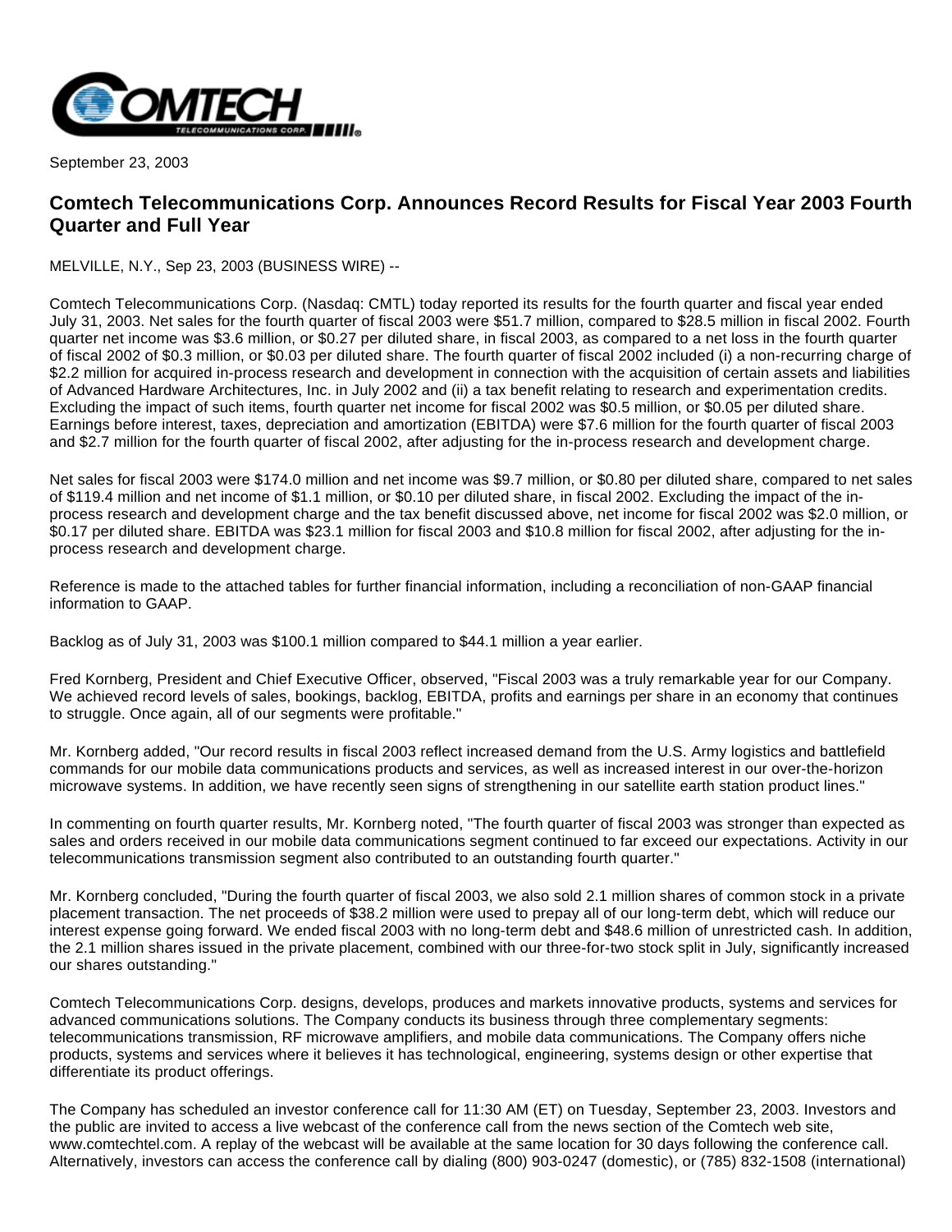September 23, 2003

# Comtech Telecommunications Corp. Announces Record Results for Fiscal Year 2003 Fourth Quarter and Full Year

MELVILLE, N.Y., Sep 23, 2003 (BUSINESS WIRE) --

Comtech Telecommunications Corp. (Nasdaq: CMTL) today reported its results for the fourth quarter and fiscal year ended July 31, 2003. Net sales for the fourth quarter of fiscal 2003 were $51.7 million, compared to $28.5 million in fiscal 2002. Fourth quarter net income was $3.6 million, or $0.27 per diluted share, in fiscal 2003, as compared to a net loss in the fourth quarter of fiscal 2002 of $0.3 million, or $0.03 per diluted share. The fourth quarter of fiscal 2002 included (i) a non-recurring charge of $2.2 million for acquired in-process research and development in connection with the acquisition of certain assets and liabilities of Advanced Hardware Architectures, Inc. in July 2002 and (ii) a tax benefit relating to research and experimentation credits. Excluding the impact of such items, fourth quarter net income for fiscal 2002 was $0.5 million, or $0.05 per diluted share. Earnings before interest, taxes, depreciation and amortization (EBITDA) were $7.6 million for the fourth quarter of fiscal 2003 and $2.7 million for the fourth quarter of fiscal 2002, after adjusting for the in-process research and development charge.

Net sales for fiscal 2003 were $174.0 million and net income was $9.7 million, or $0.80 per diluted share, compared to net sales of $119.4 million and net income of $1.1 million, or $0.10 per diluted share, in fiscal 2002. Excluding the impact of the in-process research and development charge and the tax benefit discussed above, net income for fiscal 2002 was $2.0 million, or $0.17 per diluted share. EBITDA was $23.1 million for fiscal 2003 and $10.8 million for fiscal 2002, after adjusting for the in-process research and development charge.

Reference is made to the attached tables for further financial information, including a reconciliation of non-GAAP financial information to GAAP.

Backlog as of July 31, 2003 was $100.1 million compared to $44.1 million a year earlier.

Fred Kornberg, President and Chief Executive Officer, observed, "Fiscal 2003 was a truly remarkable year for our Company. We achieved record levels of sales, bookings, backlog, EBITDA, profits and earnings per share in an economy that continues to struggle. Once again, all of our segments were profitable."

Mr. Kornberg added, "Our record results in fiscal 2003 reflect increased demand from the U.S. Army logistics and battlefield commands for our mobile data communications products and services, as well as increased interest in our over-the-horizon microwave systems. In addition, we have recently seen signs of strengthening in our satellite earth station product lines."

In commenting on fourth quarter results, Mr. Kornberg noted, "The fourth quarter of fiscal 2003 was stronger than expected as sales and orders received in our mobile data communications segment continued to far exceed our expectations. Activity in our telecommunications transmission segment also contributed to an outstanding fourth quarter."

Mr. Kornberg concluded, "During the fourth quarter of fiscal 2003, we also sold 2.1 million shares of common stock in a private placement transaction. The net proceeds of $38.2 million were used to prepay all of our long-term debt, which will reduce our interest expense going forward. We ended fiscal 2003 with no long-term debt and $48.6 million of unrestricted cash. In addition, the 2.1 million shares issued in the private placement, combined with our three-for-two stock split in July, significantly increased our shares outstanding."

Comtech Telecommunications Corp. designs, develops, produces and markets innovative products, systems and services for advanced communications solutions. The Company conducts its business through three complementary segments: telecommunications transmission, RF microwave amplifiers, and mobile data communications. The Company offers niche products, systems and services where it believes it has technological, engineering, systems design or other expertise that differentiate its product offerings.

The Company has scheduled an investor conference call for 11:30 AM (ET) on Tuesday, September 23, 2003. Investors and the public are invited to access a live webcast of the conference call from the news section of the Comtech web site, www.comtechtel.com. A replay of the webcast will be available at the same location for 30 days following the conference call. Alternatively, investors can access the conference call by dialing (800) 903-0247 (domestic), or (785) 832-1508 (international)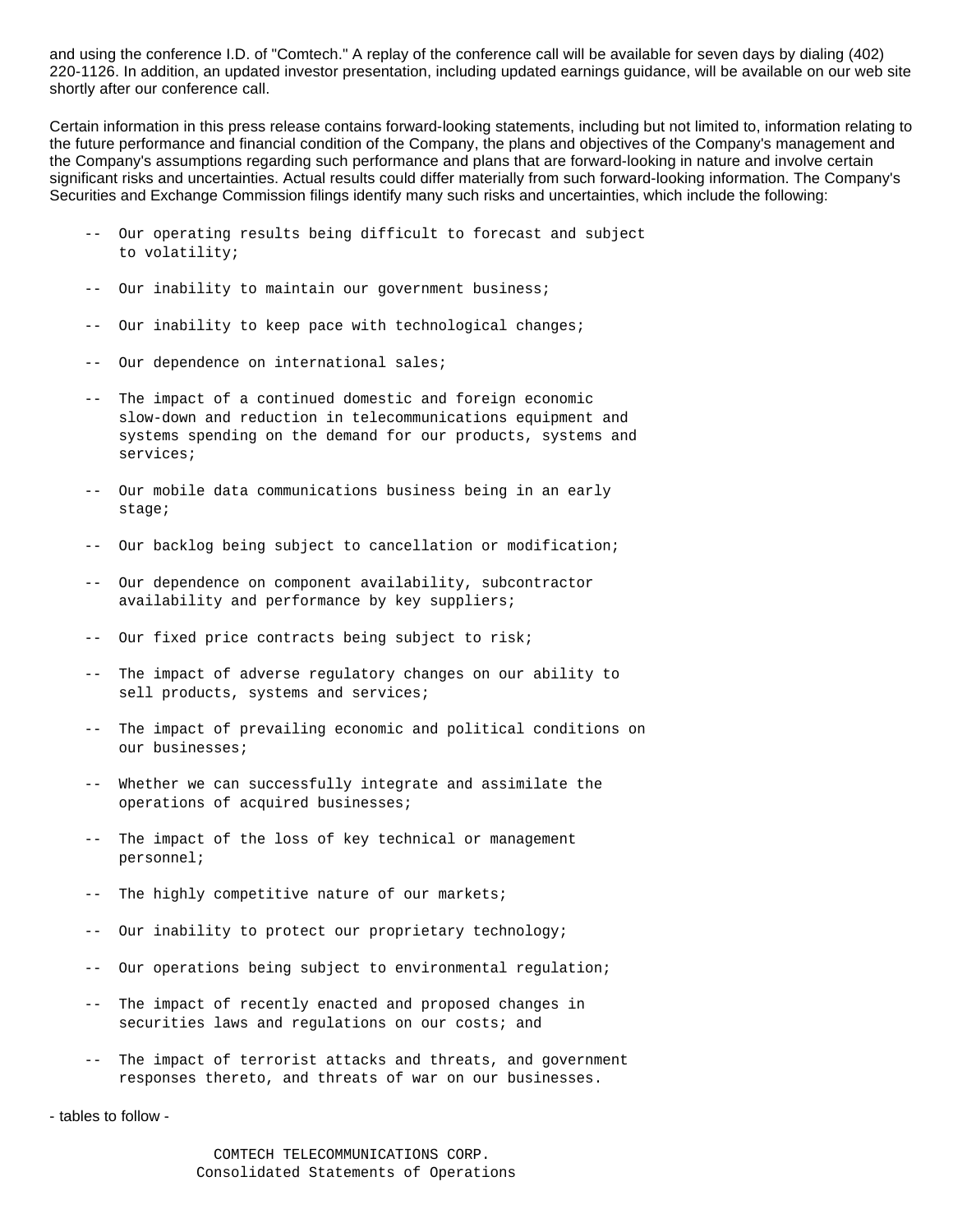and using the conference I.D. of "Comtech." A replay of the conference call will be available for seven days by dialing (402) 220-1126. In addition, an updated investor presentation, including updated earnings guidance, will be available on our web site shortly after our conference call.

Certain information in this press release contains forward-looking statements, including but not limited to, information relating to the future performance and financial condition of the Company, the plans and objectives of the Company's management and the Company's assumptions regarding such performance and plans that are forward-looking in nature and involve certain significant risks and uncertainties. Actual results could differ materially from such forward-looking information. The Company's Securities and Exchange Commission filings identify many such risks and uncertainties, which include the following:

- Our operating results being difficult to forecast and subject to volatility;
- Our inability to maintain our government business;
- Our inability to keep pace with technological changes;
- Our dependence on international sales;
- The impact of a continued domestic and foreign economic slow-down and reduction in telecommunications equipment and systems spending on the demand for our products, systems and services;
- Our mobile data communications business being in an early stage;
- Our backlog being subject to cancellation or modification;
- Our dependence on component availability, subcontractor availability and performance by key suppliers;
- Our fixed price contracts being subject to risk;
- The impact of adverse regulatory changes on our ability to sell products, systems and services;
- The impact of prevailing economic and political conditions on our businesses;
- Whether we can successfully integrate and assimilate the operations of acquired businesses;
- The impact of the loss of key technical or management personnel;
- The highly competitive nature of our markets;
- Our inability to protect our proprietary technology;
- Our operations being subject to environmental regulation;
- The impact of recently enacted and proposed changes in securities laws and regulations on our costs; and
- The impact of terrorist attacks and threats, and government responses thereto, and threats of war on our businesses.

- tables to follow -

COMTECH TELECOMMUNICATIONS CORP.
Consolidated Statements of Operations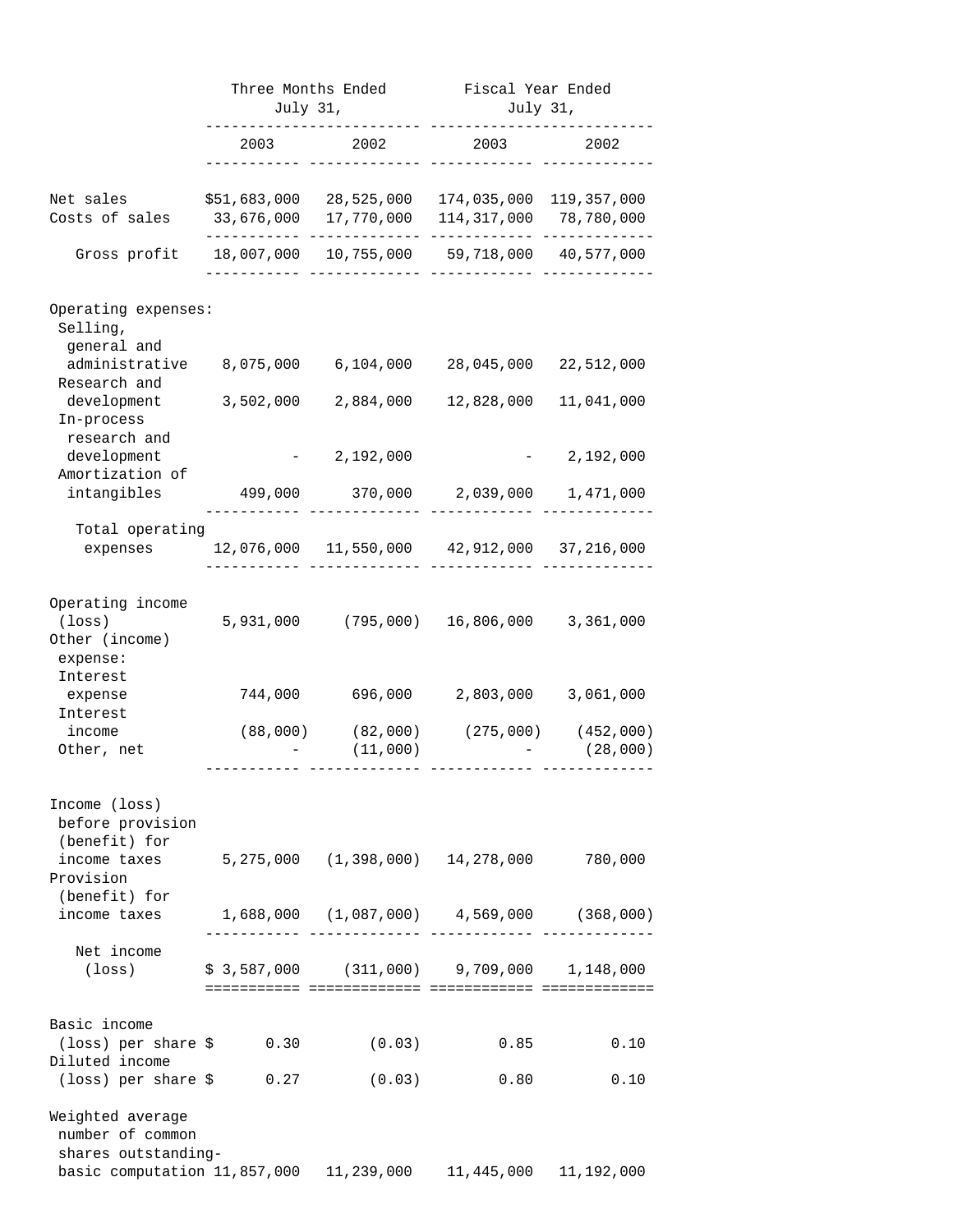| | Three Months Ended July 31, | | Fiscal Year Ended July 31, | |
|---|---|---|---|---|
| | 2003 | 2002 | 2003 | 2002 |
| Net sales | $51,683,000 | 28,525,000 | 174,035,000 | 119,357,000 |
| Costs of sales | 33,676,000 | 17,770,000 | 114,317,000 | 78,780,000 |
| Gross profit | 18,007,000 | 10,755,000 | 59,718,000 | 40,577,000 |
| Operating expenses: | | | | |
| Selling, general and administrative | 8,075,000 | 6,104,000 | 28,045,000 | 22,512,000 |
| Research and development | 3,502,000 | 2,884,000 | 12,828,000 | 11,041,000 |
| In-process research and development | - | 2,192,000 | - | 2,192,000 |
| Amortization of intangibles | 499,000 | 370,000 | 2,039,000 | 1,471,000 |
| Total operating expenses | 12,076,000 | 11,550,000 | 42,912,000 | 37,216,000 |
| Operating income (loss) | 5,931,000 | (795,000) | 16,806,000 | 3,361,000 |
| Other (income) expense: | | | | |
| Interest expense | 744,000 | 696,000 | 2,803,000 | 3,061,000 |
| Interest income | (88,000) | (82,000) | (275,000) | (452,000) |
| Other, net | - | (11,000) | - | (28,000) |
| Income (loss) before provision (benefit) for income taxes | 5,275,000 | (1,398,000) | 14,278,000 | 780,000 |
| Provision (benefit) for income taxes | 1,688,000 | (1,087,000) | 4,569,000 | (368,000) |
| Net income (loss) | $ 3,587,000 | (311,000) | 9,709,000 | 1,148,000 |
| Basic income (loss) per share $ | 0.30 | (0.03) | 0.85 | 0.10 |
| Diluted income (loss) per share $ | 0.27 | (0.03) | 0.80 | 0.10 |
| Weighted average number of common shares outstanding-basic computation | 11,857,000 | 11,239,000 | 11,445,000 | 11,192,000 |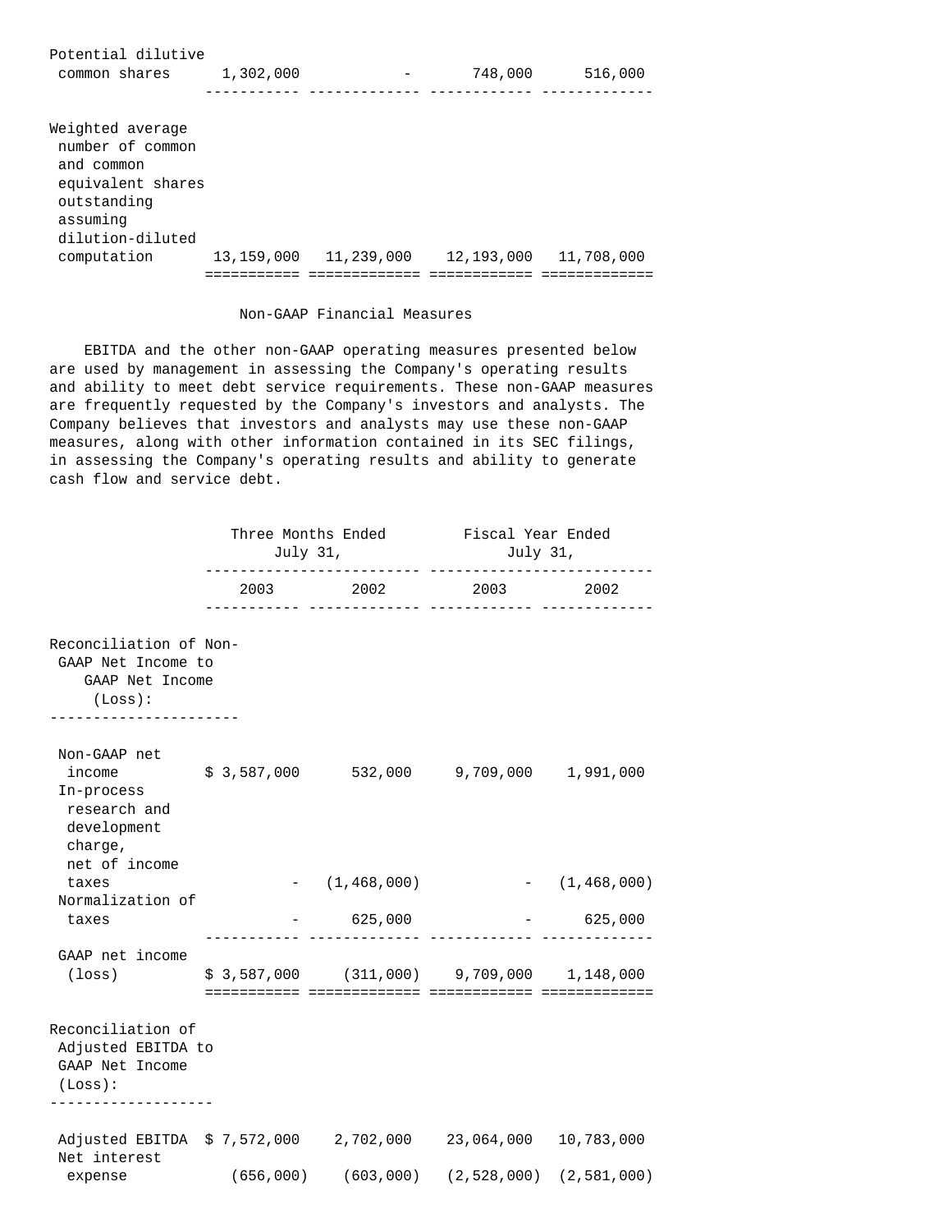| | | | | |
|---|---|---|---|---|
| Potential dilutive common shares | 1,302,000 | - | 748,000 | 516,000 |
| Weighted average number of common and common equivalent shares outstanding assuming dilution-diluted computation | 13,159,000 | 11,239,000 | 12,193,000 | 11,708,000 |

## Non-GAAP Financial Measures

EBITDA and the other non-GAAP operating measures presented below are used by management in assessing the Company's operating results and ability to meet debt service requirements. These non-GAAP measures are frequently requested by the Company's investors and analysts. The Company believes that investors and analysts may use these non-GAAP measures, along with other information contained in its SEC filings, in assessing the Company's operating results and ability to generate cash flow and service debt.

| | Three Months Ended July 31, | | Fiscal Year Ended July 31, | |
|---|---|---|---|---|
| | 2003 | 2002 | 2003 | 2002 |
| **Reconciliation of Non-GAAP Net Income to GAAP Net Income (Loss):** | | | | |
| Non-GAAP net income | $ 3,587,000 | 532,000 | 9,709,000 | 1,991,000 |
| In-process research and development charge, net of income taxes | - | (1,468,000) | - | (1,468,000) |
| Normalization of taxes | - | 625,000 | - | 625,000 |
| GAAP net income (loss) | $ 3,587,000 | (311,000) | 9,709,000 | 1,148,000 |
| **Reconciliation of Adjusted EBITDA to GAAP Net Income (Loss):** | | | | |
| Adjusted EBITDA | $ 7,572,000 | 2,702,000 | 23,064,000 | 10,783,000 |
| Net interest expense | (656,000) | (603,000) | (2,528,000) | (2,581,000) |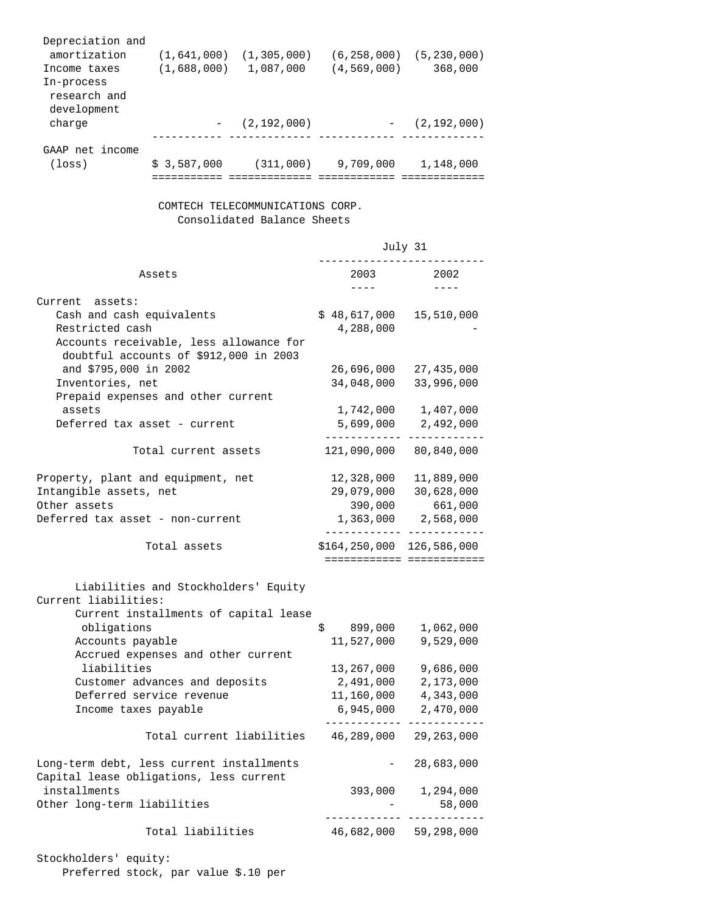| | | | | |
|---|---|---|---|---|
| Depreciation and amortization | (1,641,000) | (1,305,000) | (6,258,000) | (5,230,000) |
| Income taxes | (1,688,000) | 1,087,000 | (4,569,000) | 368,000 |
| In-process research and development charge | - | (2,192,000) | - | (2,192,000) |
| GAAP net income (loss) | $ 3,587,000 | (311,000) | 9,709,000 | 1,148,000 |

## COMTECH TELECOMMUNICATIONS CORP.
### Consolidated Balance Sheets

| Assets | July 31 2003 | July 31 2002 |
|---|---|---|
| Current assets: | | |
| Cash and cash equivalents | $ 48,617,000 | 15,510,000 |
| Restricted cash | 4,288,000 | - |
| Accounts receivable, less allowance for doubtful accounts of $912,000 in 2003 and $795,000 in 2002 | 26,696,000 | 27,435,000 |
| Inventories, net | 34,048,000 | 33,996,000 |
| Prepaid expenses and other current assets | 1,742,000 | 1,407,000 |
| Deferred tax asset - current | 5,699,000 | 2,492,000 |
| Total current assets | 121,090,000 | 80,840,000 |
| Property, plant and equipment, net | 12,328,000 | 11,889,000 |
| Intangible assets, net | 29,079,000 | 30,628,000 |
| Other assets | 390,000 | 661,000 |
| Deferred tax asset - non-current | 1,363,000 | 2,568,000 |
| Total assets | $164,250,000 | 126,586,000 |
| **Liabilities and Stockholders' Equity** | | |
| Current liabilities: | | |
| Current installments of capital lease obligations | $ 899,000 | 1,062,000 |
| Accounts payable | 11,527,000 | 9,529,000 |
| Accrued expenses and other current liabilities | 13,267,000 | 9,686,000 |
| Customer advances and deposits | 2,491,000 | 2,173,000 |
| Deferred service revenue | 11,160,000 | 4,343,000 |
| Income taxes payable | 6,945,000 | 2,470,000 |
| Total current liabilities | 46,289,000 | 29,263,000 |
| Long-term debt, less current installments | - | 28,683,000 |
| Capital lease obligations, less current installments | 393,000 | 1,294,000 |
| Other long-term liabilities | - | 58,000 |
| Total liabilities | 46,682,000 | 59,298,000 |
| Stockholders' equity: | | |
| Preferred stock, par value $.10 per | | |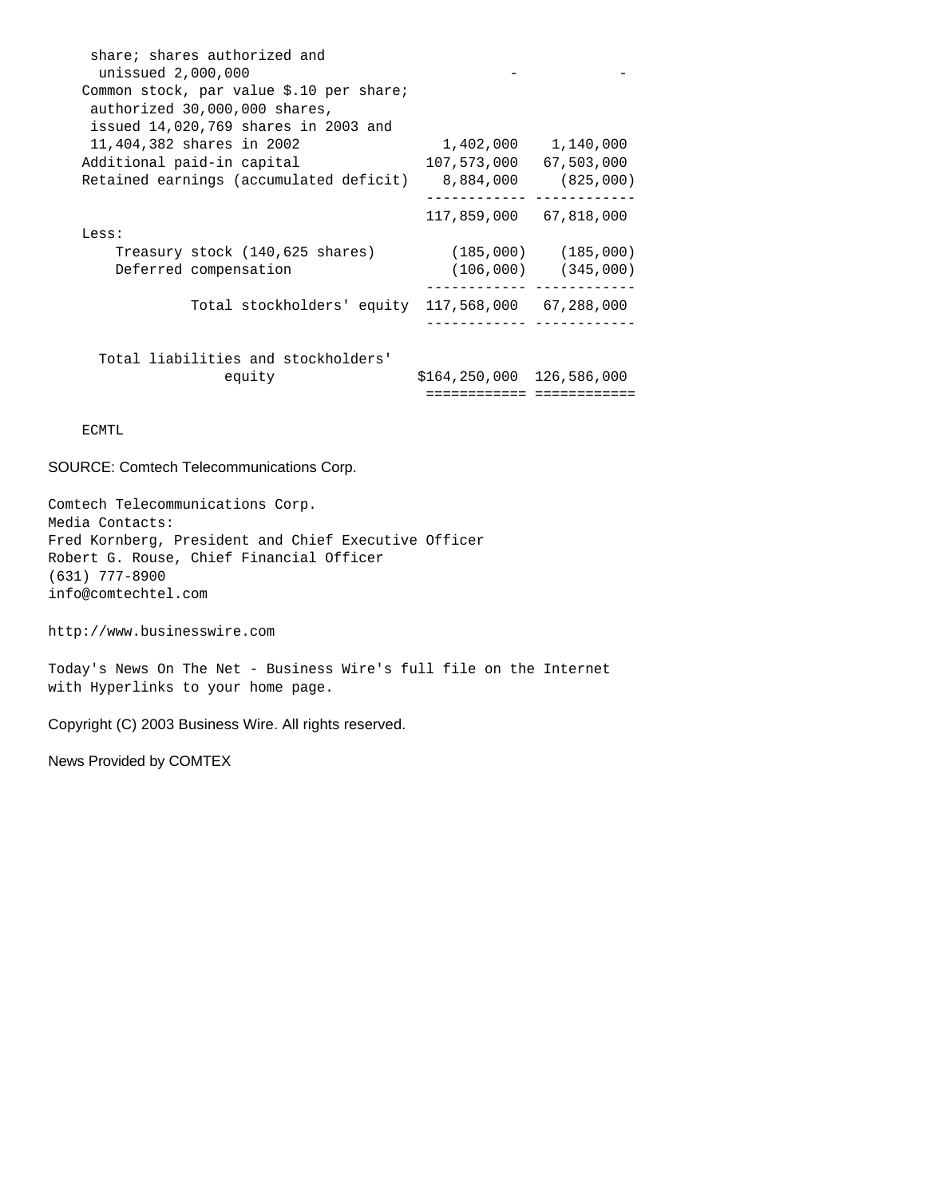| | | |
|---|---|---|
| share; shares authorized and unissued 2,000,000 | - | - |
| Common stock, par value $.10 per share; authorized 30,000,000 shares, issued 14,020,769 shares in 2003 and 11,404,382 shares in 2002 | 1,402,000 | 1,140,000 |
| Additional paid-in capital | 107,573,000 | 67,503,000 |
| Retained earnings (accumulated deficit) | 8,884,000 | (825,000) |
| | 117,859,000 | 67,818,000 |
| Less: | | |
| Treasury stock (140,625 shares) | (185,000) | (185,000) |
| Deferred compensation | (106,000) | (345,000) |
| Total stockholders' equity | 117,568,000 | 67,288,000 |
| Total liabilities and stockholders' equity | $164,250,000 | 126,586,000 |

ECMTL

SOURCE: Comtech Telecommunications Corp.

Comtech Telecommunications Corp.
Media Contacts:
Fred Kornberg, President and Chief Executive Officer
Robert G. Rouse, Chief Financial Officer
(631) 777-8900
info@comtechtel.com

http://www.businesswire.com

Today's News On The Net - Business Wire's full file on the Internet
with Hyperlinks to your home page.

Copyright (C) 2003 Business Wire. All rights reserved.

News Provided by COMTEX